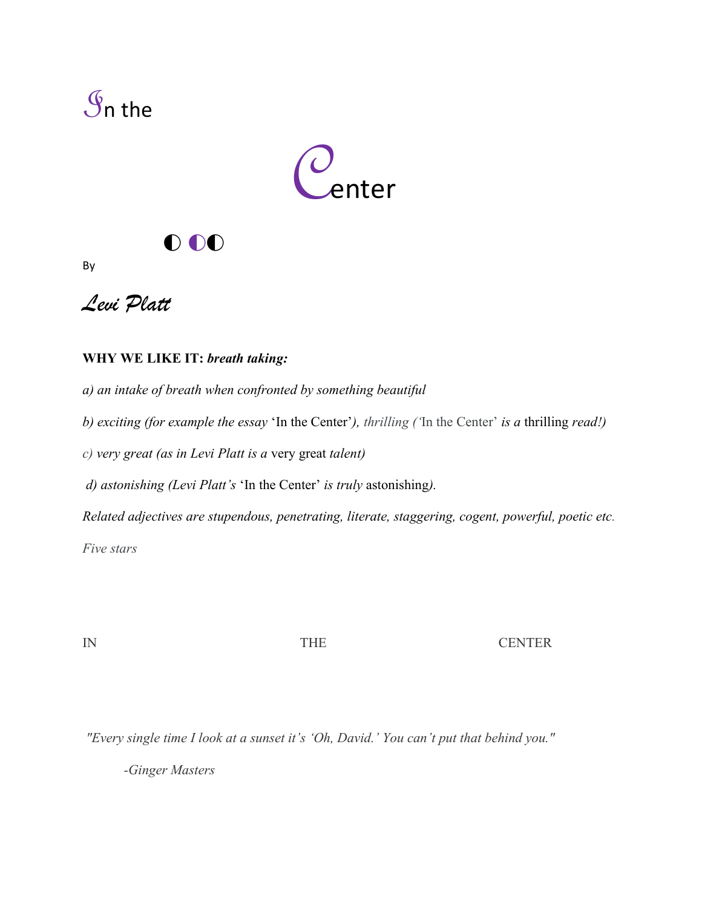# In the

# Center

◐ ◐◐

By

*Levi Platt*

**WHY WE LIKE IT:** ***breath taking:***

*a) an intake of breath when confronted by something beautiful*

*b) exciting (for example the essay* 'In the Center'*), thrilling (*'In the Center' *is a* thrilling *read!)*

*c) very great (as in Levi Platt is a* very great *talent)*

*d) astonishing (Levi Platt's* 'In the Center' *is truly* astonishing*).*

*Related adjectives are stupendous, penetrating, literate, staggering, cogent, powerful, poetic etc.*

*Five stars*

IN THE CENTER

*"Every single time I look at a sunset it's 'Oh, David.' You can't put that behind you."*

*-Ginger Masters*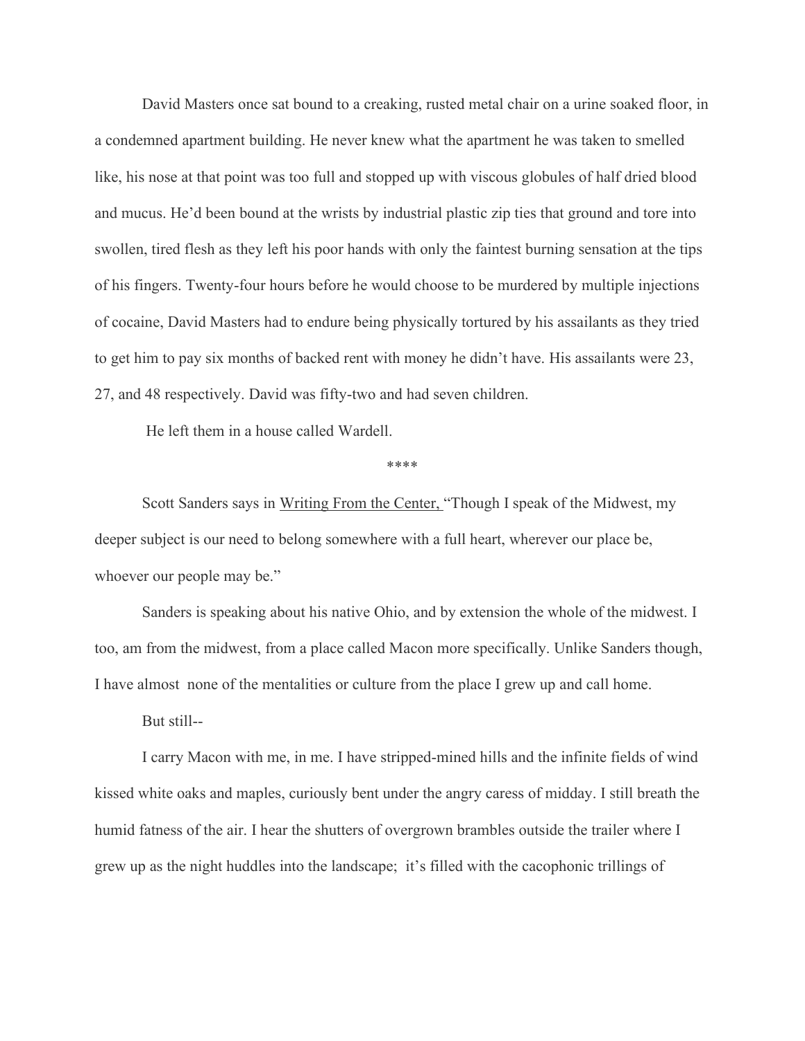David Masters once sat bound to a creaking, rusted metal chair on a urine soaked floor, in a condemned apartment building. He never knew what the apartment he was taken to smelled like, his nose at that point was too full and stopped up with viscous globules of half dried blood and mucus. He'd been bound at the wrists by industrial plastic zip ties that ground and tore into swollen, tired flesh as they left his poor hands with only the faintest burning sensation at the tips of his fingers. Twenty-four hours before he would choose to be murdered by multiple injections of cocaine, David Masters had to endure being physically tortured by his assailants as they tried to get him to pay six months of backed rent with money he didn't have. His assailants were 23, 27, and 48 respectively. David was fifty-two and had seven children.

He left them in a house called Wardell.

****

Scott Sanders says in Writing From the Center, "Though I speak of the Midwest, my deeper subject is our need to belong somewhere with a full heart, wherever our place be, whoever our people may be."

Sanders is speaking about his native Ohio, and by extension the whole of the midwest. I too, am from the midwest, from a place called Macon more specifically. Unlike Sanders though, I have almost none of the mentalities or culture from the place I grew up and call home.

But still--

I carry Macon with me, in me. I have stripped-mined hills and the infinite fields of wind kissed white oaks and maples, curiously bent under the angry caress of midday. I still breath the humid fatness of the air. I hear the shutters of overgrown brambles outside the trailer where I grew up as the night huddles into the landscape; it's filled with the cacophonic trillings of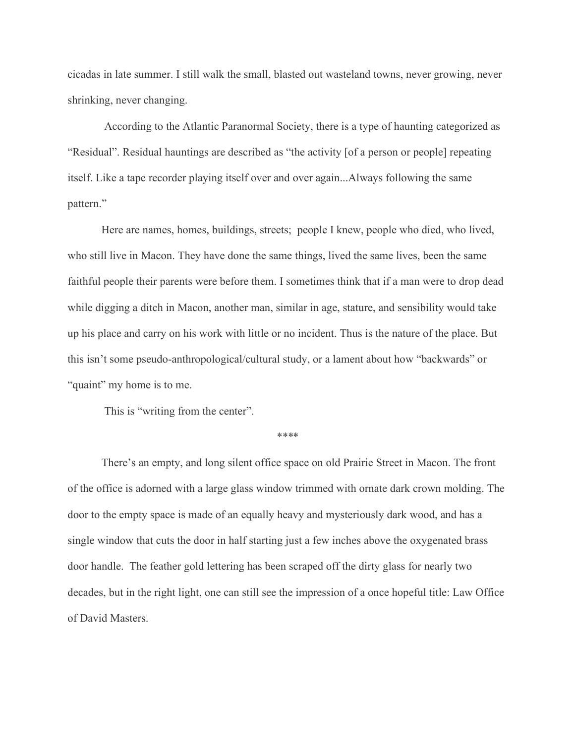cicadas in late summer. I still walk the small, blasted out wasteland towns, never growing, never shrinking, never changing.

According to the Atlantic Paranormal Society, there is a type of haunting categorized as "Residual". Residual hauntings are described as "the activity [of a person or people] repeating itself. Like a tape recorder playing itself over and over again...Always following the same pattern."

Here are names, homes, buildings, streets; people I knew, people who died, who lived, who still live in Macon. They have done the same things, lived the same lives, been the same faithful people their parents were before them. I sometimes think that if a man were to drop dead while digging a ditch in Macon, another man, similar in age, stature, and sensibility would take up his place and carry on his work with little or no incident. Thus is the nature of the place. But this isn't some pseudo-anthropological/cultural study, or a lament about how "backwards" or "quaint" my home is to me.

This is "writing from the center".

****

There's an empty, and long silent office space on old Prairie Street in Macon. The front of the office is adorned with a large glass window trimmed with ornate dark crown molding. The door to the empty space is made of an equally heavy and mysteriously dark wood, and has a single window that cuts the door in half starting just a few inches above the oxygenated brass door handle. The feather gold lettering has been scraped off the dirty glass for nearly two decades, but in the right light, one can still see the impression of a once hopeful title: Law Office of David Masters.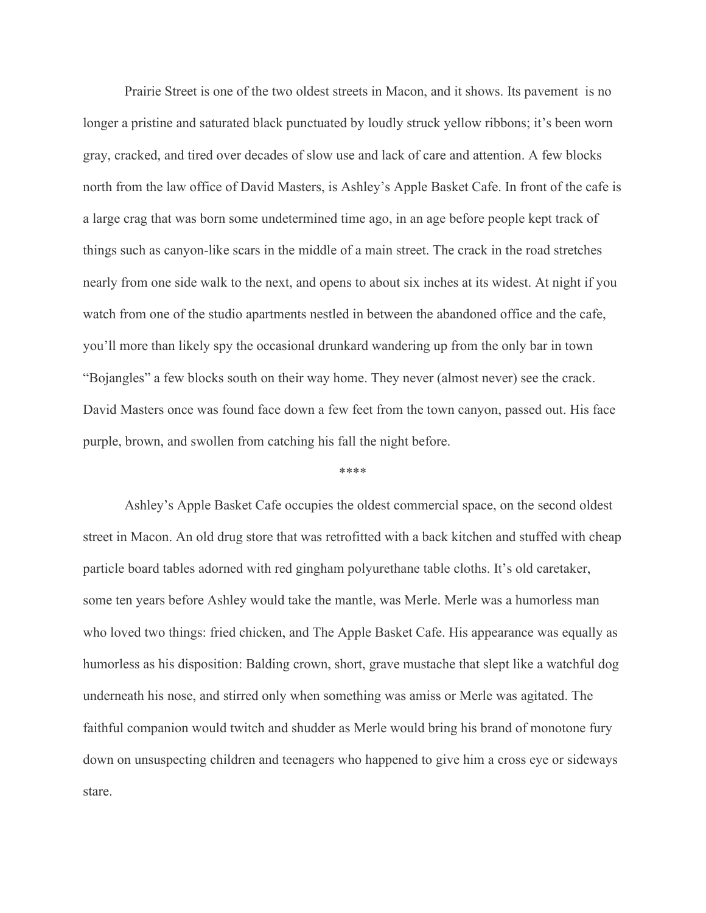Prairie Street is one of the two oldest streets in Macon, and it shows. Its pavement is no longer a pristine and saturated black punctuated by loudly struck yellow ribbons; it's been worn gray, cracked, and tired over decades of slow use and lack of care and attention. A few blocks north from the law office of David Masters, is Ashley's Apple Basket Cafe. In front of the cafe is a large crag that was born some undetermined time ago, in an age before people kept track of things such as canyon-like scars in the middle of a main street. The crack in the road stretches nearly from one side walk to the next, and opens to about six inches at its widest. At night if you watch from one of the studio apartments nestled in between the abandoned office and the cafe, you'll more than likely spy the occasional drunkard wandering up from the only bar in town "Bojangles" a few blocks south on their way home. They never (almost never) see the crack. David Masters once was found face down a few feet from the town canyon, passed out. His face purple, brown, and swollen from catching his fall the night before.

****

Ashley's Apple Basket Cafe occupies the oldest commercial space, on the second oldest street in Macon. An old drug store that was retrofitted with a back kitchen and stuffed with cheap particle board tables adorned with red gingham polyurethane table cloths. It's old caretaker, some ten years before Ashley would take the mantle, was Merle. Merle was a humorless man who loved two things: fried chicken, and The Apple Basket Cafe. His appearance was equally as humorless as his disposition: Balding crown, short, grave mustache that slept like a watchful dog underneath his nose, and stirred only when something was amiss or Merle was agitated. The faithful companion would twitch and shudder as Merle would bring his brand of monotone fury down on unsuspecting children and teenagers who happened to give him a cross eye or sideways stare.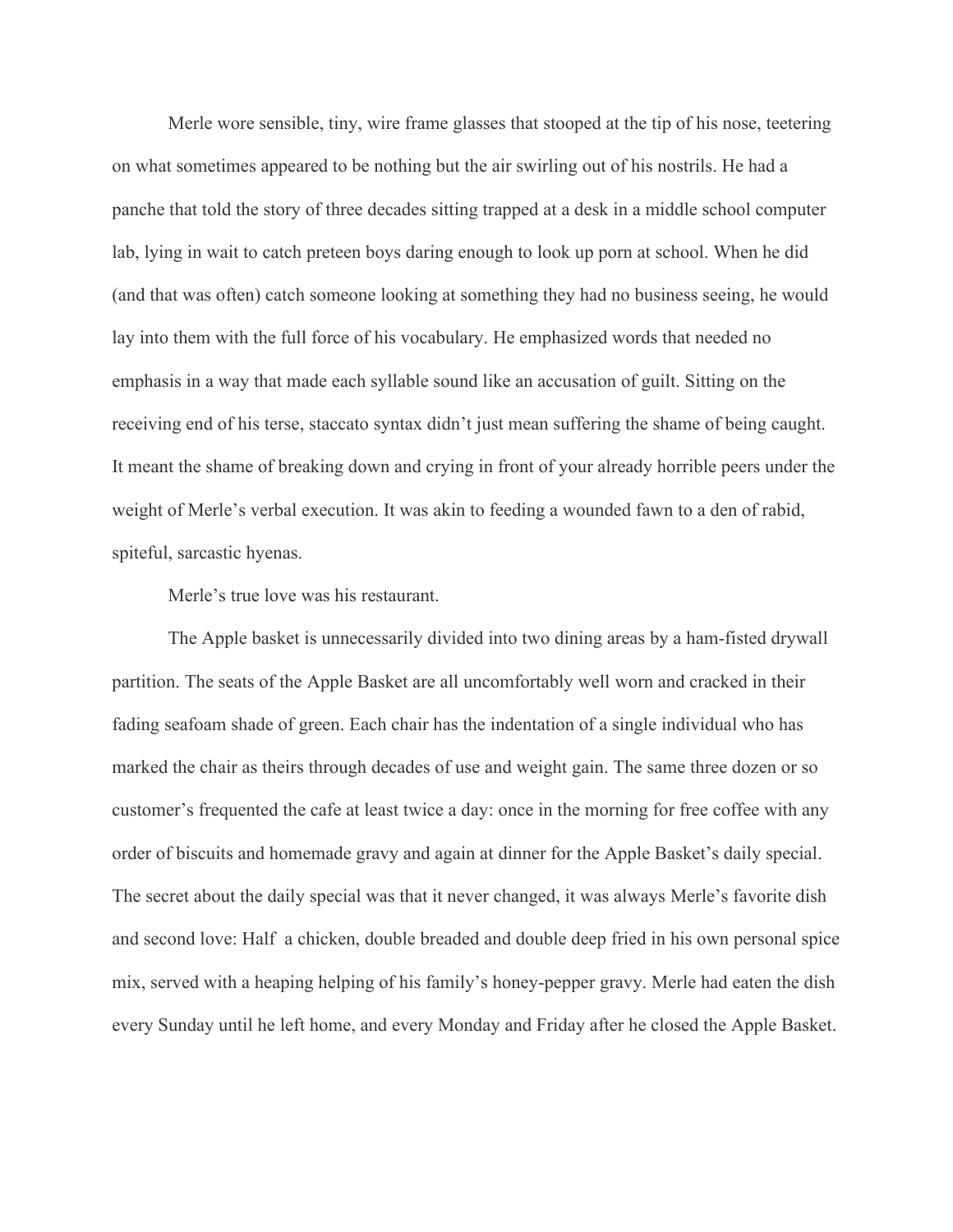Merle wore sensible, tiny, wire frame glasses that stooped at the tip of his nose, teetering on what sometimes appeared to be nothing but the air swirling out of his nostrils. He had a panche that told the story of three decades sitting trapped at a desk in a middle school computer lab, lying in wait to catch preteen boys daring enough to look up porn at school. When he did (and that was often) catch someone looking at something they had no business seeing, he would lay into them with the full force of his vocabulary. He emphasized words that needed no emphasis in a way that made each syllable sound like an accusation of guilt. Sitting on the receiving end of his terse, staccato syntax didn't just mean suffering the shame of being caught. It meant the shame of breaking down and crying in front of your already horrible peers under the weight of Merle's verbal execution. It was akin to feeding a wounded fawn to a den of rabid, spiteful, sarcastic hyenas.

Merle's true love was his restaurant.

The Apple basket is unnecessarily divided into two dining areas by a ham-fisted drywall partition. The seats of the Apple Basket are all uncomfortably well worn and cracked in their fading seafoam shade of green. Each chair has the indentation of a single individual who has marked the chair as theirs through decades of use and weight gain. The same three dozen or so customer's frequented the cafe at least twice a day: once in the morning for free coffee with any order of biscuits and homemade gravy and again at dinner for the Apple Basket's daily special. The secret about the daily special was that it never changed, it was always Merle's favorite dish and second love: Half  a chicken, double breaded and double deep fried in his own personal spice mix, served with a heaping helping of his family's honey-pepper gravy. Merle had eaten the dish every Sunday until he left home, and every Monday and Friday after he closed the Apple Basket.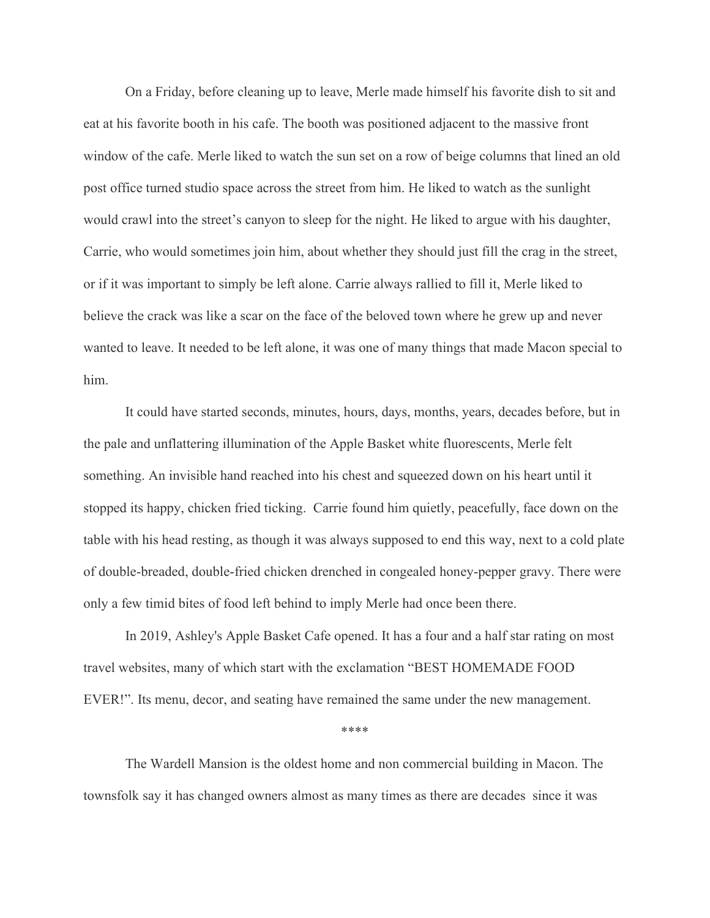On a Friday, before cleaning up to leave, Merle made himself his favorite dish to sit and eat at his favorite booth in his cafe. The booth was positioned adjacent to the massive front window of the cafe. Merle liked to watch the sun set on a row of beige columns that lined an old post office turned studio space across the street from him. He liked to watch as the sunlight would crawl into the street's canyon to sleep for the night. He liked to argue with his daughter, Carrie, who would sometimes join him, about whether they should just fill the crag in the street, or if it was important to simply be left alone. Carrie always rallied to fill it, Merle liked to believe the crack was like a scar on the face of the beloved town where he grew up and never wanted to leave. It needed to be left alone, it was one of many things that made Macon special to him.

It could have started seconds, minutes, hours, days, months, years, decades before, but in the pale and unflattering illumination of the Apple Basket white fluorescents, Merle felt something. An invisible hand reached into his chest and squeezed down on his heart until it stopped its happy, chicken fried ticking. Carrie found him quietly, peacefully, face down on the table with his head resting, as though it was always supposed to end this way, next to a cold plate of double-breaded, double-fried chicken drenched in congealed honey-pepper gravy. There were only a few timid bites of food left behind to imply Merle had once been there.

In 2019, Ashley's Apple Basket Cafe opened. It has a four and a half star rating on most travel websites, many of which start with the exclamation "BEST HOMEMADE FOOD EVER!". Its menu, decor, and seating have remained the same under the new management.

****

The Wardell Mansion is the oldest home and non commercial building in Macon. The townsfolk say it has changed owners almost as many times as there are decades since it was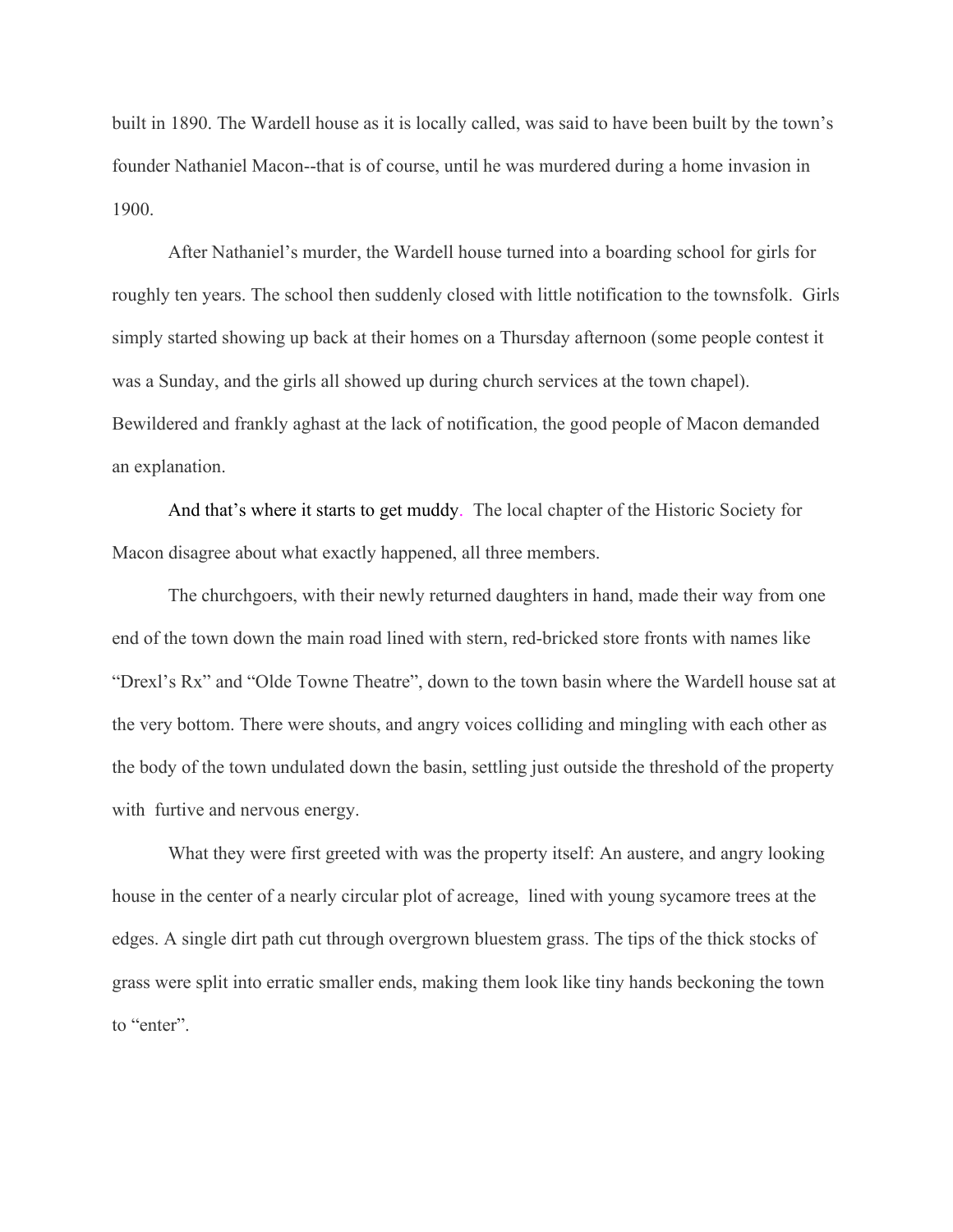built in 1890. The Wardell house as it is locally called, was said to have been built by the town's founder Nathaniel Macon--that is of course, until he was murdered during a home invasion in 1900.

After Nathaniel's murder, the Wardell house turned into a boarding school for girls for roughly ten years. The school then suddenly closed with little notification to the townsfolk. Girls simply started showing up back at their homes on a Thursday afternoon (some people contest it was a Sunday, and the girls all showed up during church services at the town chapel). Bewildered and frankly aghast at the lack of notification, the good people of Macon demanded an explanation.

And that's where it starts to get muddy. The local chapter of the Historic Society for Macon disagree about what exactly happened, all three members.

The churchgoers, with their newly returned daughters in hand, made their way from one end of the town down the main road lined with stern, red-bricked store fronts with names like "Drexl's Rx" and "Olde Towne Theatre", down to the town basin where the Wardell house sat at the very bottom. There were shouts, and angry voices colliding and mingling with each other as the body of the town undulated down the basin, settling just outside the threshold of the property with furtive and nervous energy.

What they were first greeted with was the property itself: An austere, and angry looking house in the center of a nearly circular plot of acreage, lined with young sycamore trees at the edges. A single dirt path cut through overgrown bluestem grass. The tips of the thick stocks of grass were split into erratic smaller ends, making them look like tiny hands beckoning the town to "enter".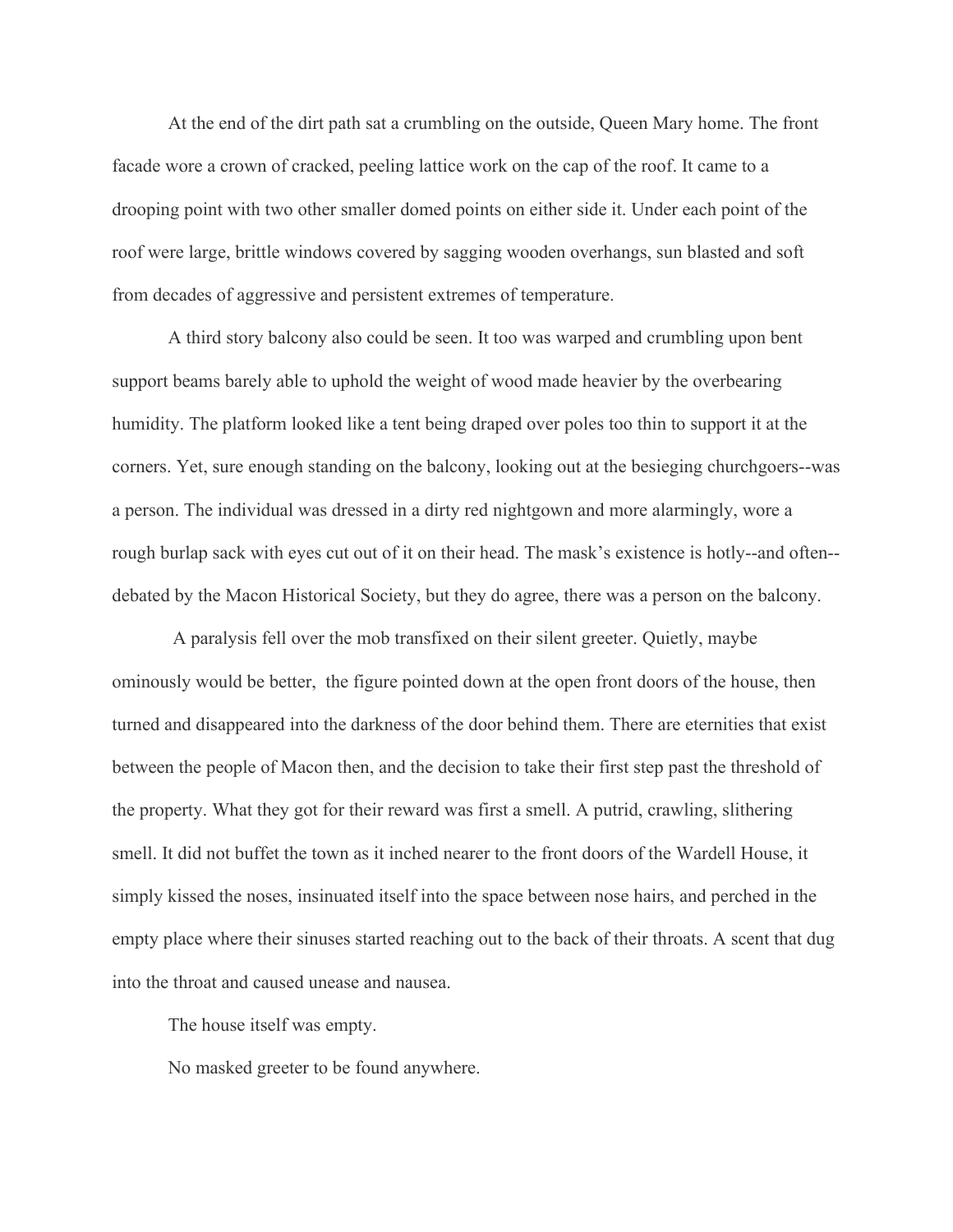At the end of the dirt path sat a crumbling on the outside, Queen Mary home. The front facade wore a crown of cracked, peeling lattice work on the cap of the roof. It came to a drooping point with two other smaller domed points on either side it. Under each point of the roof were large, brittle windows covered by sagging wooden overhangs, sun blasted and soft from decades of aggressive and persistent extremes of temperature.

A third story balcony also could be seen. It too was warped and crumbling upon bent support beams barely able to uphold the weight of wood made heavier by the overbearing humidity. The platform looked like a tent being draped over poles too thin to support it at the corners. Yet, sure enough standing on the balcony, looking out at the besieging churchgoers--was a person. The individual was dressed in a dirty red nightgown and more alarmingly, wore a rough burlap sack with eyes cut out of it on their head. The mask's existence is hotly--and often--debated by the Macon Historical Society, but they do agree, there was a person on the balcony.

A paralysis fell over the mob transfixed on their silent greeter. Quietly, maybe ominously would be better, the figure pointed down at the open front doors of the house, then turned and disappeared into the darkness of the door behind them. There are eternities that exist between the people of Macon then, and the decision to take their first step past the threshold of the property. What they got for their reward was first a smell. A putrid, crawling, slithering smell. It did not buffet the town as it inched nearer to the front doors of the Wardell House, it simply kissed the noses, insinuated itself into the space between nose hairs, and perched in the empty place where their sinuses started reaching out to the back of their throats. A scent that dug into the throat and caused unease and nausea.

The house itself was empty.

No masked greeter to be found anywhere.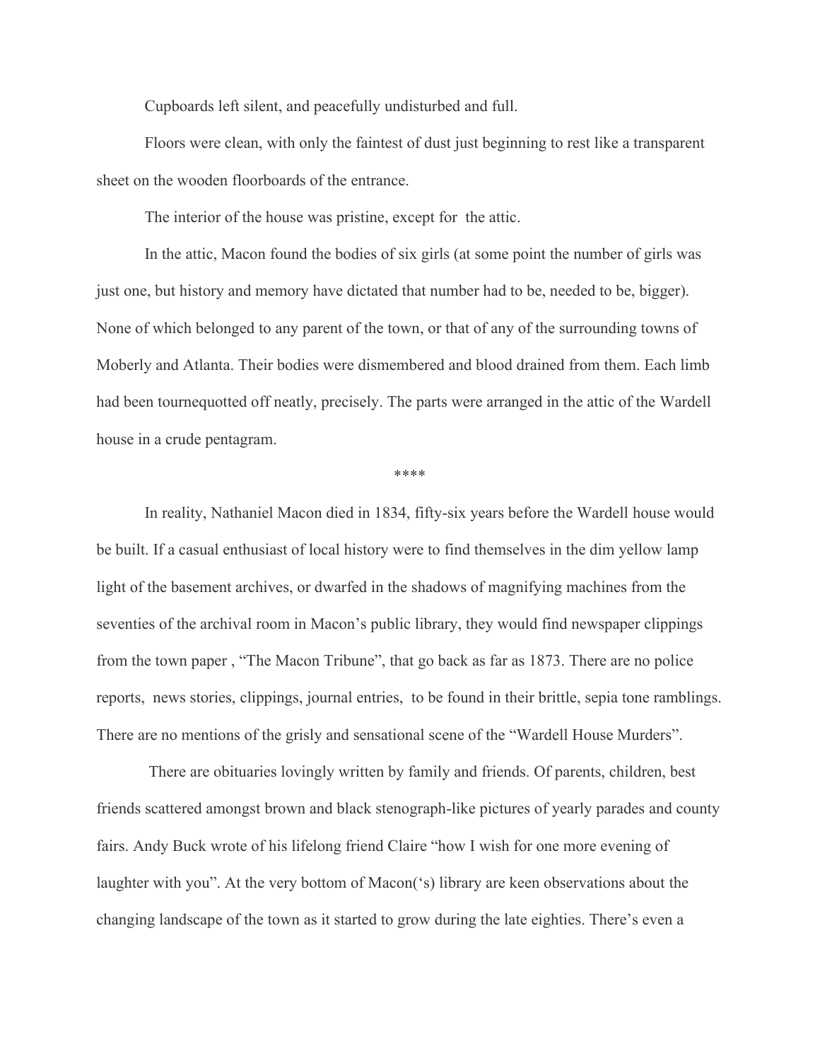Cupboards left silent, and peacefully undisturbed and full.

Floors were clean, with only the faintest of dust just beginning to rest like a transparent sheet on the wooden floorboards of the entrance.

The interior of the house was pristine, except for  the attic.

In the attic, Macon found the bodies of six girls (at some point the number of girls was just one, but history and memory have dictated that number had to be, needed to be, bigger). None of which belonged to any parent of the town, or that of any of the surrounding towns of Moberly and Atlanta. Their bodies were dismembered and blood drained from them. Each limb had been tournequotted off neatly, precisely. The parts were arranged in the attic of the Wardell house in a crude pentagram.

****

In reality, Nathaniel Macon died in 1834, fifty-six years before the Wardell house would be built. If a casual enthusiast of local history were to find themselves in the dim yellow lamp light of the basement archives, or dwarfed in the shadows of magnifying machines from the seventies of the archival room in Macon's public library, they would find newspaper clippings from the town paper , "The Macon Tribune", that go back as far as 1873. There are no police reports,  news stories, clippings, journal entries,  to be found in their brittle, sepia tone ramblings. There are no mentions of the grisly and sensational scene of the "Wardell House Murders".

There are obituaries lovingly written by family and friends. Of parents, children, best friends scattered amongst brown and black stenograph-like pictures of yearly parades and county fairs. Andy Buck wrote of his lifelong friend Claire "how I wish for one more evening of laughter with you". At the very bottom of Macon('s) library are keen observations about the changing landscape of the town as it started to grow during the late eighties. There's even a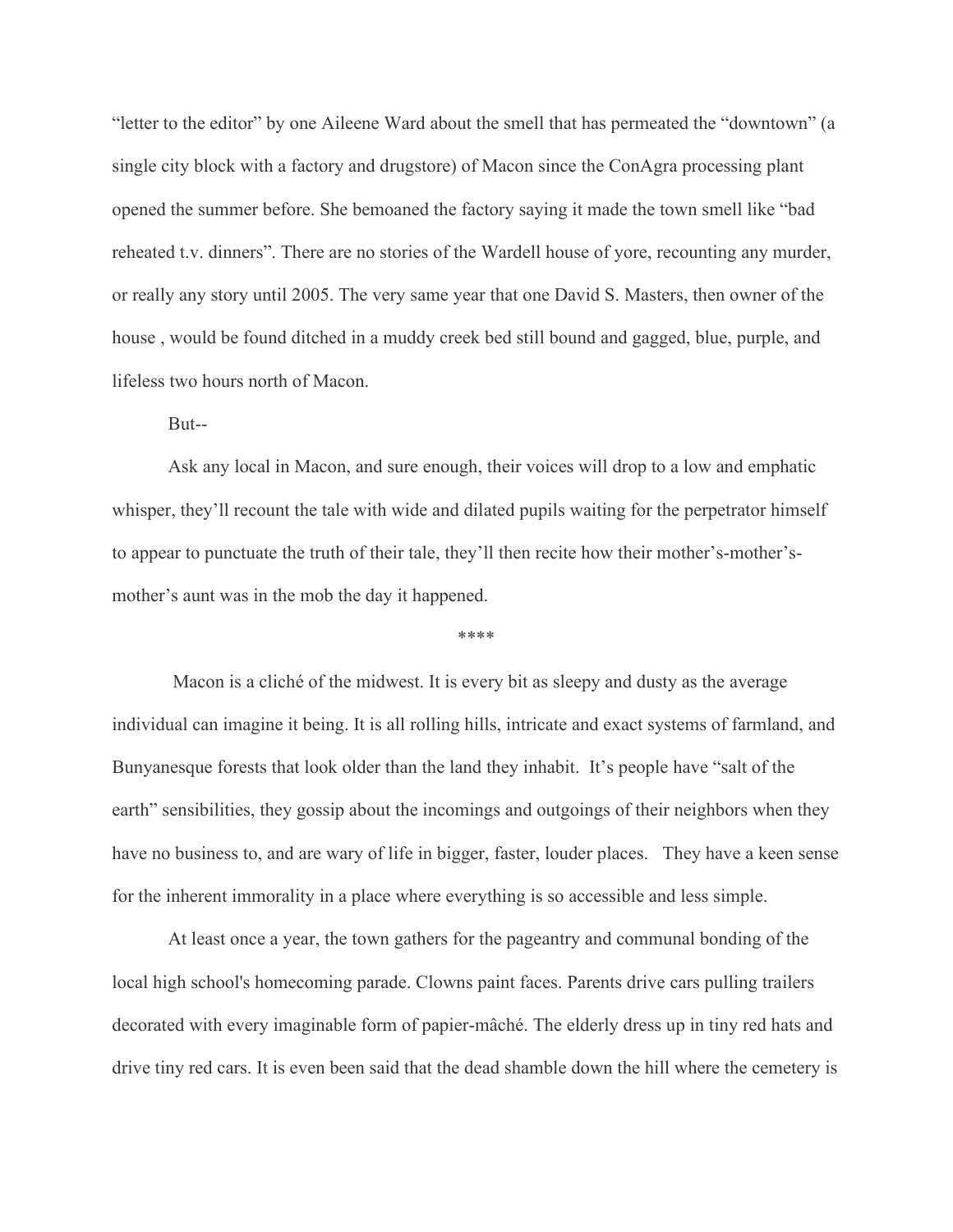"letter to the editor" by one Aileene Ward about the smell that has permeated the "downtown" (a single city block with a factory and drugstore) of Macon since the ConAgra processing plant opened the summer before. She bemoaned the factory saying it made the town smell like "bad reheated t.v. dinners". There are no stories of the Wardell house of yore, recounting any murder, or really any story until 2005. The very same year that one David S. Masters, then owner of the house , would be found ditched in a muddy creek bed still bound and gagged, blue, purple, and lifeless two hours north of Macon.

But--

Ask any local in Macon, and sure enough, their voices will drop to a low and emphatic whisper, they'll recount the tale with wide and dilated pupils waiting for the perpetrator himself to appear to punctuate the truth of their tale, they'll then recite how their mother's-mother's-mother's aunt was in the mob the day it happened.

****

Macon is a cliché of the midwest. It is every bit as sleepy and dusty as the average individual can imagine it being. It is all rolling hills, intricate and exact systems of farmland, and Bunyanesque forests that look older than the land they inhabit. It's people have "salt of the earth" sensibilities, they gossip about the incomings and outgoings of their neighbors when they have no business to, and are wary of life in bigger, faster, louder places. They have a keen sense for the inherent immorality in a place where everything is so accessible and less simple.

At least once a year, the town gathers for the pageantry and communal bonding of the local high school's homecoming parade. Clowns paint faces. Parents drive cars pulling trailers decorated with every imaginable form of papier-mâché. The elderly dress up in tiny red hats and drive tiny red cars. It is even been said that the dead shamble down the hill where the cemetery is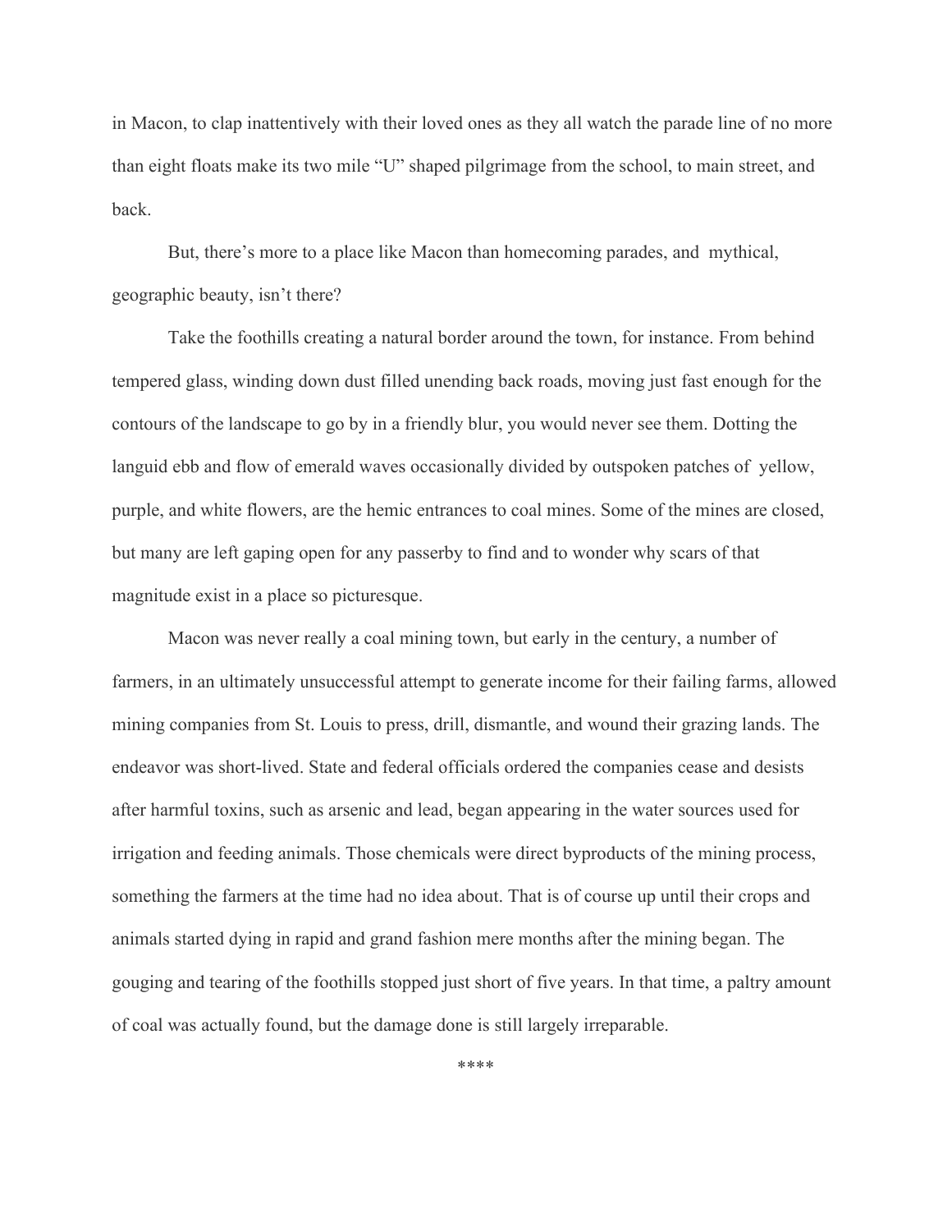in Macon, to clap inattentively with their loved ones as they all watch the parade line of no more than eight floats make its two mile "U" shaped pilgrimage from the school, to main street, and back.

But, there's more to a place like Macon than homecoming parades, and mythical, geographic beauty, isn't there?

Take the foothills creating a natural border around the town, for instance. From behind tempered glass, winding down dust filled unending back roads, moving just fast enough for the contours of the landscape to go by in a friendly blur, you would never see them. Dotting the languid ebb and flow of emerald waves occasionally divided by outspoken patches of yellow, purple, and white flowers, are the hemic entrances to coal mines. Some of the mines are closed, but many are left gaping open for any passerby to find and to wonder why scars of that magnitude exist in a place so picturesque.

Macon was never really a coal mining town, but early in the century, a number of farmers, in an ultimately unsuccessful attempt to generate income for their failing farms, allowed mining companies from St. Louis to press, drill, dismantle, and wound their grazing lands. The endeavor was short-lived. State and federal officials ordered the companies cease and desists after harmful toxins, such as arsenic and lead, began appearing in the water sources used for irrigation and feeding animals. Those chemicals were direct byproducts of the mining process, something the farmers at the time had no idea about. That is of course up until their crops and animals started dying in rapid and grand fashion mere months after the mining began. The gouging and tearing of the foothills stopped just short of five years. In that time, a paltry amount of coal was actually found, but the damage done is still largely irreparable.

****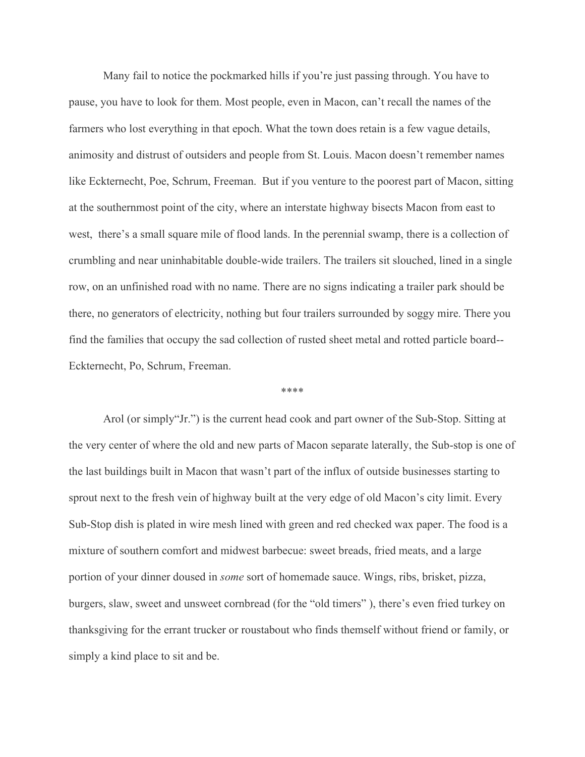Many fail to notice the pockmarked hills if you're just passing through. You have to pause, you have to look for them. Most people, even in Macon, can't recall the names of the farmers who lost everything in that epoch. What the town does retain is a few vague details, animosity and distrust of outsiders and people from St. Louis. Macon doesn't remember names like Eckternecht, Poe, Schrum, Freeman. But if you venture to the poorest part of Macon, sitting at the southernmost point of the city, where an interstate highway bisects Macon from east to west, there's a small square mile of flood lands. In the perennial swamp, there is a collection of crumbling and near uninhabitable double-wide trailers. The trailers sit slouched, lined in a single row, on an unfinished road with no name. There are no signs indicating a trailer park should be there, no generators of electricity, nothing but four trailers surrounded by soggy mire. There you find the families that occupy the sad collection of rusted sheet metal and rotted particle board--Eckternecht, Po, Schrum, Freeman.

****

Arol (or simply"Jr.") is the current head cook and part owner of the Sub-Stop. Sitting at the very center of where the old and new parts of Macon separate laterally, the Sub-stop is one of the last buildings built in Macon that wasn't part of the influx of outside businesses starting to sprout next to the fresh vein of highway built at the very edge of old Macon's city limit. Every Sub-Stop dish is plated in wire mesh lined with green and red checked wax paper. The food is a mixture of southern comfort and midwest barbecue: sweet breads, fried meats, and a large portion of your dinner doused in *some* sort of homemade sauce. Wings, ribs, brisket, pizza, burgers, slaw, sweet and unsweet cornbread (for the "old timers" ), there's even fried turkey on thanksgiving for the errant trucker or roustabout who finds themself without friend or family, or simply a kind place to sit and be.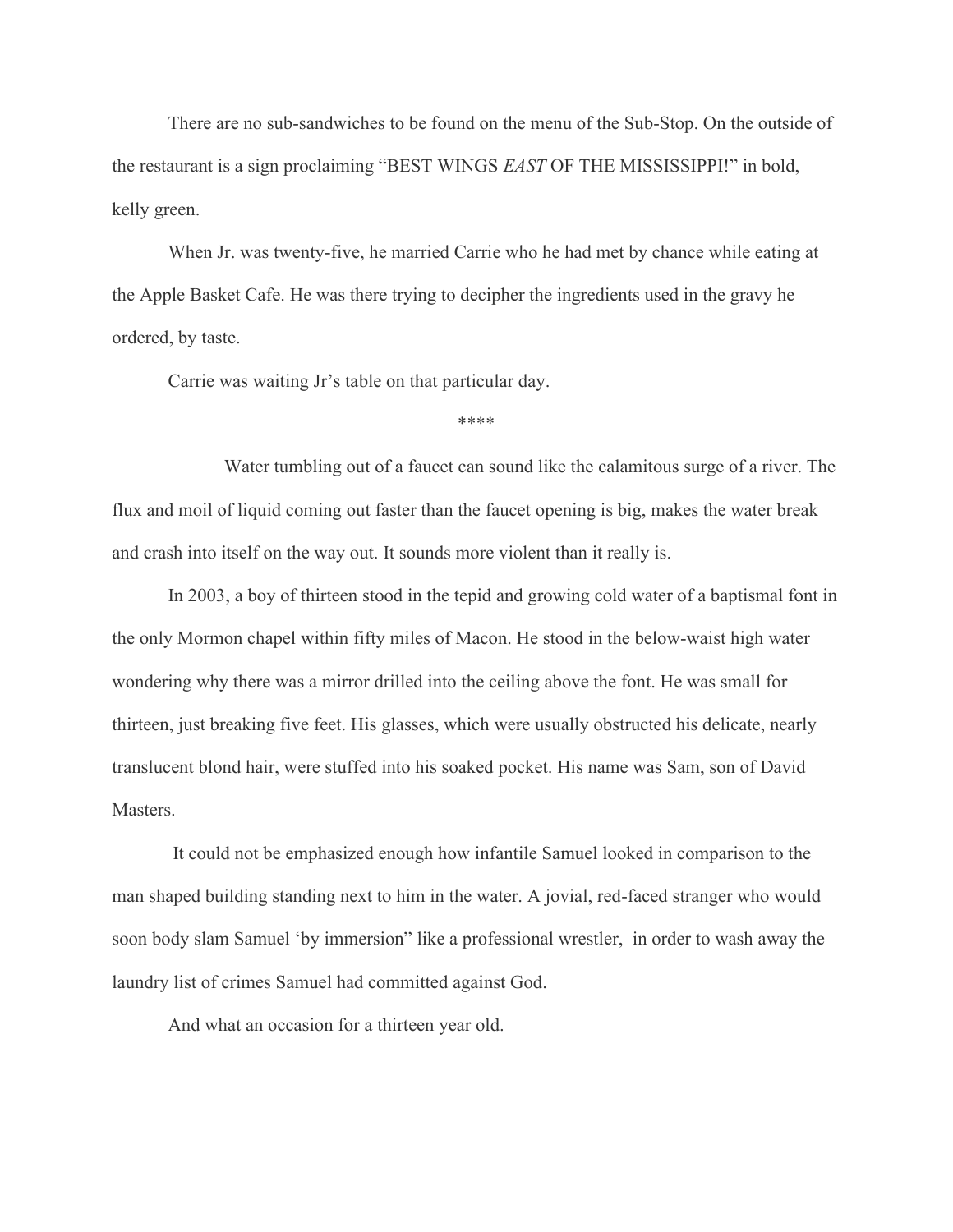There are no sub-sandwiches to be found on the menu of the Sub-Stop. On the outside of the restaurant is a sign proclaiming "BEST WINGS *EAST* OF THE MISSISSIPPI!" in bold, kelly green.

When Jr. was twenty-five, he married Carrie who he had met by chance while eating at the Apple Basket Cafe. He was there trying to decipher the ingredients used in the gravy he ordered, by taste.

Carrie was waiting Jr's table on that particular day.

****

Water tumbling out of a faucet can sound like the calamitous surge of a river. The flux and moil of liquid coming out faster than the faucet opening is big, makes the water break and crash into itself on the way out. It sounds more violent than it really is.

In 2003, a boy of thirteen stood in the tepid and growing cold water of a baptismal font in the only Mormon chapel within fifty miles of Macon. He stood in the below-waist high water wondering why there was a mirror drilled into the ceiling above the font. He was small for thirteen, just breaking five feet. His glasses, which were usually obstructed his delicate, nearly translucent blond hair, were stuffed into his soaked pocket. His name was Sam, son of David Masters.

It could not be emphasized enough how infantile Samuel looked in comparison to the man shaped building standing next to him in the water. A jovial, red-faced stranger who would soon body slam Samuel 'by immersion" like a professional wrestler, in order to wash away the laundry list of crimes Samuel had committed against God.

And what an occasion for a thirteen year old.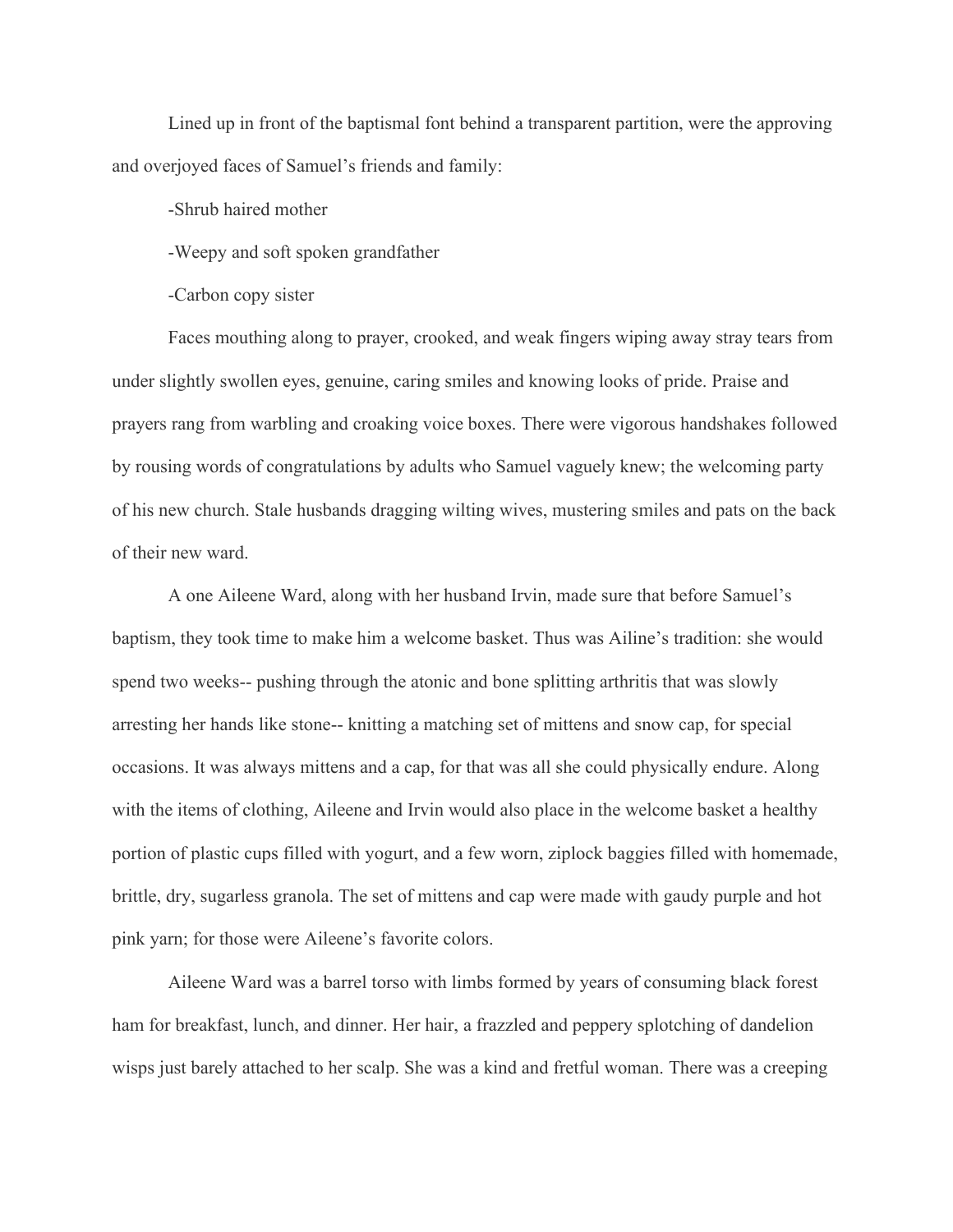Lined up in front of the baptismal font behind a transparent partition, were the approving and overjoyed faces of Samuel's friends and family:

-Shrub haired mother

-Weepy and soft spoken grandfather

-Carbon copy sister

Faces mouthing along to prayer, crooked, and weak fingers wiping away stray tears from under slightly swollen eyes, genuine, caring smiles and knowing looks of pride. Praise and prayers rang from warbling and croaking voice boxes. There were vigorous handshakes followed by rousing words of congratulations by adults who Samuel vaguely knew; the welcoming party of his new church. Stale husbands dragging wilting wives, mustering smiles and pats on the back of their new ward.

A one Aileene Ward, along with her husband Irvin, made sure that before Samuel's baptism, they took time to make him a welcome basket. Thus was Ailine's tradition: she would spend two weeks-- pushing through the atonic and bone splitting arthritis that was slowly arresting her hands like stone-- knitting a matching set of mittens and snow cap, for special occasions. It was always mittens and a cap, for that was all she could physically endure. Along with the items of clothing, Aileene and Irvin would also place in the welcome basket a healthy portion of plastic cups filled with yogurt, and a few worn, ziplock baggies filled with homemade, brittle, dry, sugarless granola. The set of mittens and cap were made with gaudy purple and hot pink yarn; for those were Aileene's favorite colors.

Aileene Ward was a barrel torso with limbs formed by years of consuming black forest ham for breakfast, lunch, and dinner. Her hair, a frazzled and peppery splotching of dandelion wisps just barely attached to her scalp. She was a kind and fretful woman. There was a creeping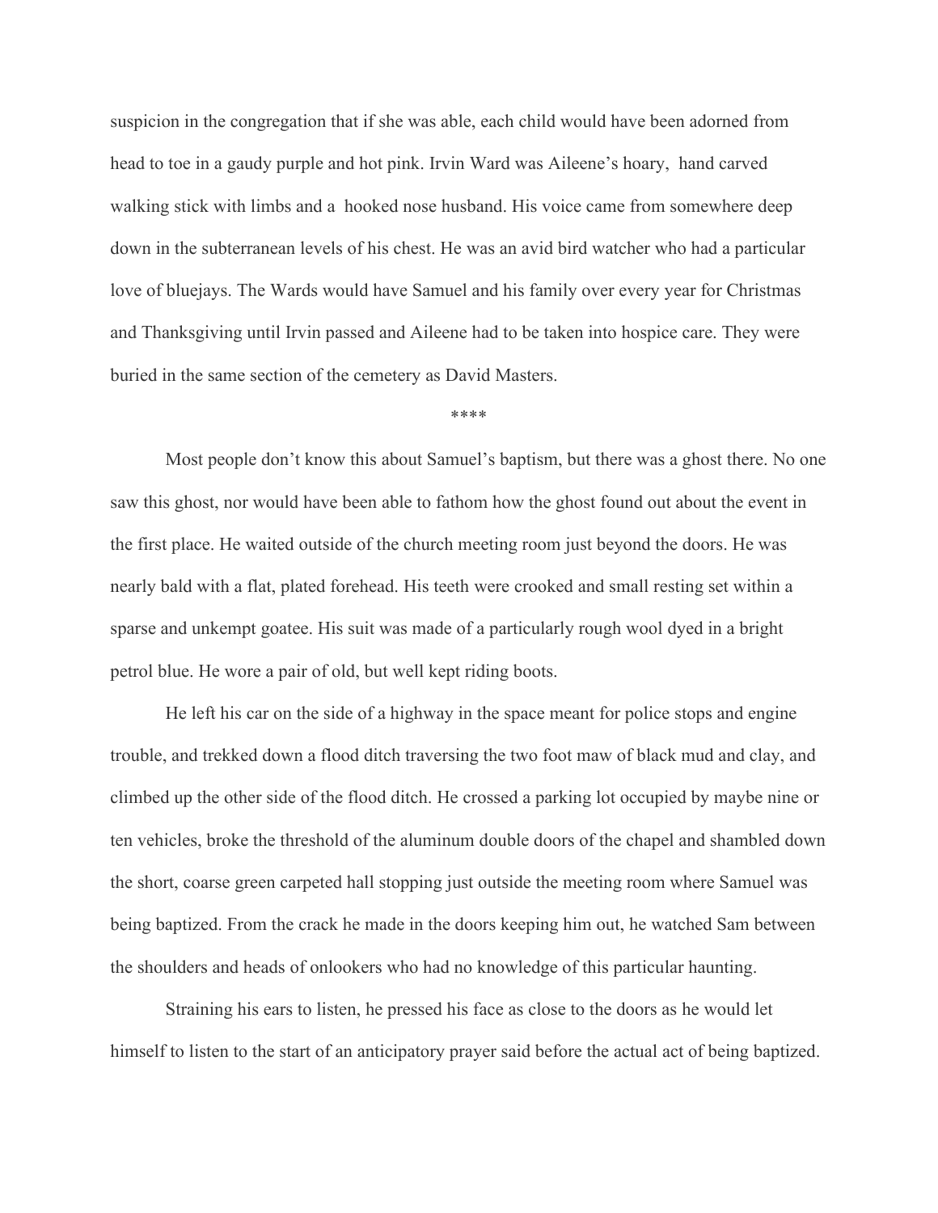suspicion in the congregation that if she was able, each child would have been adorned from head to toe in a gaudy purple and hot pink. Irvin Ward was Aileene's hoary, hand carved walking stick with limbs and a hooked nose husband. His voice came from somewhere deep down in the subterranean levels of his chest. He was an avid bird watcher who had a particular love of bluejays. The Wards would have Samuel and his family over every year for Christmas and Thanksgiving until Irvin passed and Aileene had to be taken into hospice care. They were buried in the same section of the cemetery as David Masters.

****

Most people don't know this about Samuel's baptism, but there was a ghost there. No one saw this ghost, nor would have been able to fathom how the ghost found out about the event in the first place. He waited outside of the church meeting room just beyond the doors. He was nearly bald with a flat, plated forehead. His teeth were crooked and small resting set within a sparse and unkempt goatee. His suit was made of a particularly rough wool dyed in a bright petrol blue. He wore a pair of old, but well kept riding boots.

He left his car on the side of a highway in the space meant for police stops and engine trouble, and trekked down a flood ditch traversing the two foot maw of black mud and clay, and climbed up the other side of the flood ditch. He crossed a parking lot occupied by maybe nine or ten vehicles, broke the threshold of the aluminum double doors of the chapel and shambled down the short, coarse green carpeted hall stopping just outside the meeting room where Samuel was being baptized. From the crack he made in the doors keeping him out, he watched Sam between the shoulders and heads of onlookers who had no knowledge of this particular haunting.

Straining his ears to listen, he pressed his face as close to the doors as he would let himself to listen to the start of an anticipatory prayer said before the actual act of being baptized.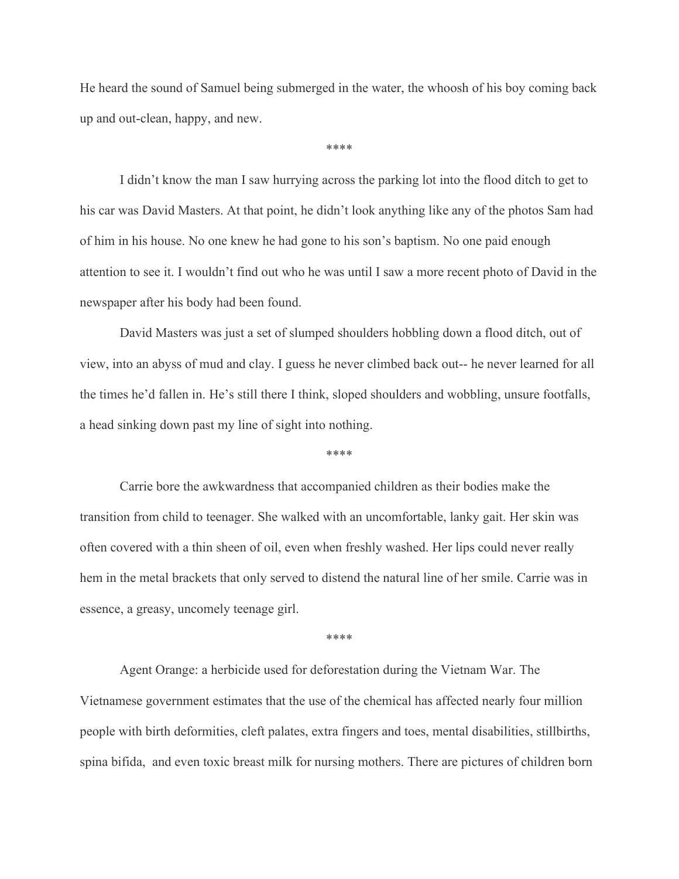He heard the sound of Samuel being submerged in the water, the whoosh of his boy coming back up and out-clean, happy, and new.

****

I didn't know the man I saw hurrying across the parking lot into the flood ditch to get to his car was David Masters. At that point, he didn't look anything like any of the photos Sam had of him in his house. No one knew he had gone to his son's baptism. No one paid enough attention to see it. I wouldn't find out who he was until I saw a more recent photo of David in the newspaper after his body had been found.

David Masters was just a set of slumped shoulders hobbling down a flood ditch, out of view, into an abyss of mud and clay. I guess he never climbed back out-- he never learned for all the times he'd fallen in. He's still there I think, sloped shoulders and wobbling, unsure footfalls, a head sinking down past my line of sight into nothing.

****

Carrie bore the awkwardness that accompanied children as their bodies make the transition from child to teenager. She walked with an uncomfortable, lanky gait. Her skin was often covered with a thin sheen of oil, even when freshly washed. Her lips could never really hem in the metal brackets that only served to distend the natural line of her smile. Carrie was in essence, a greasy, uncomely teenage girl.

****

Agent Orange: a herbicide used for deforestation during the Vietnam War. The Vietnamese government estimates that the use of the chemical has affected nearly four million people with birth deformities, cleft palates, extra fingers and toes, mental disabilities, stillbirths, spina bifida, and even toxic breast milk for nursing mothers. There are pictures of children born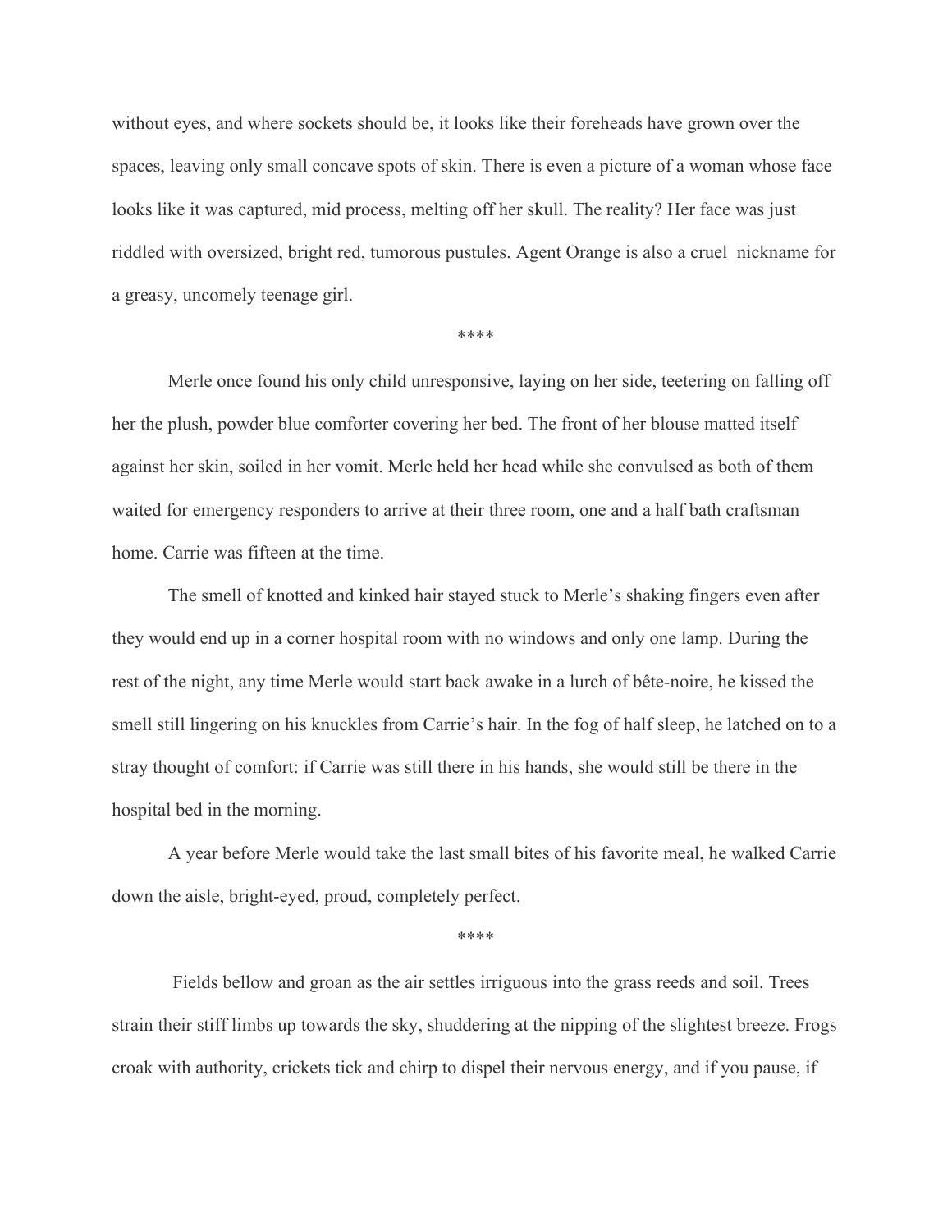without eyes, and where sockets should be, it looks like their foreheads have grown over the spaces, leaving only small concave spots of skin. There is even a picture of a woman whose face looks like it was captured, mid process, melting off her skull. The reality? Her face was just riddled with oversized, bright red, tumorous pustules. Agent Orange is also a cruel nickname for a greasy, uncomely teenage girl.

****

Merle once found his only child unresponsive, laying on her side, teetering on falling off her the plush, powder blue comforter covering her bed. The front of her blouse matted itself against her skin, soiled in her vomit. Merle held her head while she convulsed as both of them waited for emergency responders to arrive at their three room, one and a half bath craftsman home. Carrie was fifteen at the time.

The smell of knotted and kinked hair stayed stuck to Merle's shaking fingers even after they would end up in a corner hospital room with no windows and only one lamp. During the rest of the night, any time Merle would start back awake in a lurch of bête-noire, he kissed the smell still lingering on his knuckles from Carrie's hair. In the fog of half sleep, he latched on to a stray thought of comfort: if Carrie was still there in his hands, she would still be there in the hospital bed in the morning.

A year before Merle would take the last small bites of his favorite meal, he walked Carrie down the aisle, bright-eyed, proud, completely perfect.

****

Fields bellow and groan as the air settles irriguous into the grass reeds and soil. Trees strain their stiff limbs up towards the sky, shuddering at the nipping of the slightest breeze. Frogs croak with authority, crickets tick and chirp to dispel their nervous energy, and if you pause, if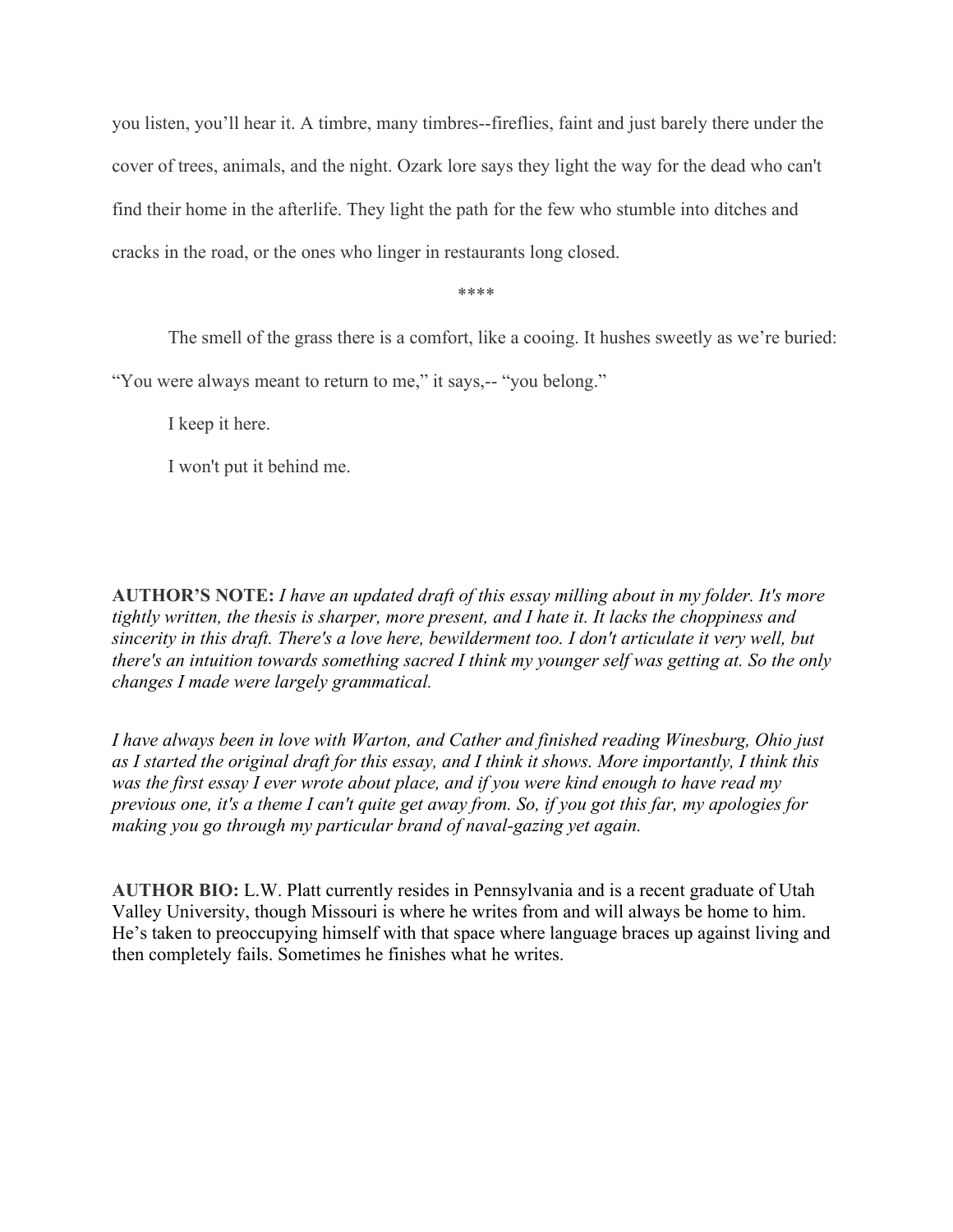you listen, you'll hear it. A timbre, many timbres--fireflies, faint and just barely there under the cover of trees, animals, and the night. Ozark lore says they light the way for the dead who can't find their home in the afterlife. They light the path for the few who stumble into ditches and cracks in the road, or the ones who linger in restaurants long closed.

****

The smell of the grass there is a comfort, like a cooing. It hushes sweetly as we're buried: "You were always meant to return to me," it says,-- "you belong."

I keep it here.

I won't put it behind me.

**AUTHOR'S NOTE:** *I have an updated draft of this essay milling about in my folder. It's more tightly written, the thesis is sharper, more present, and I hate it. It lacks the choppiness and sincerity in this draft. There's a love here, bewilderment too. I don't articulate it very well, but there's an intuition towards something sacred I think my younger self was getting at. So the only changes I made were largely grammatical.*

*I have always been in love with Warton, and Cather and finished reading Winesburg, Ohio just as I started the original draft for this essay, and I think it shows. More importantly, I think this was the first essay I ever wrote about place, and if you were kind enough to have read my previous one, it's a theme I can't quite get away from. So, if you got this far, my apologies for making you go through my particular brand of naval-gazing yet again.*

**AUTHOR BIO:** L.W. Platt currently resides in Pennsylvania and is a recent graduate of Utah Valley University, though Missouri is where he writes from and will always be home to him. He's taken to preoccupying himself with that space where language braces up against living and then completely fails. Sometimes he finishes what he writes.